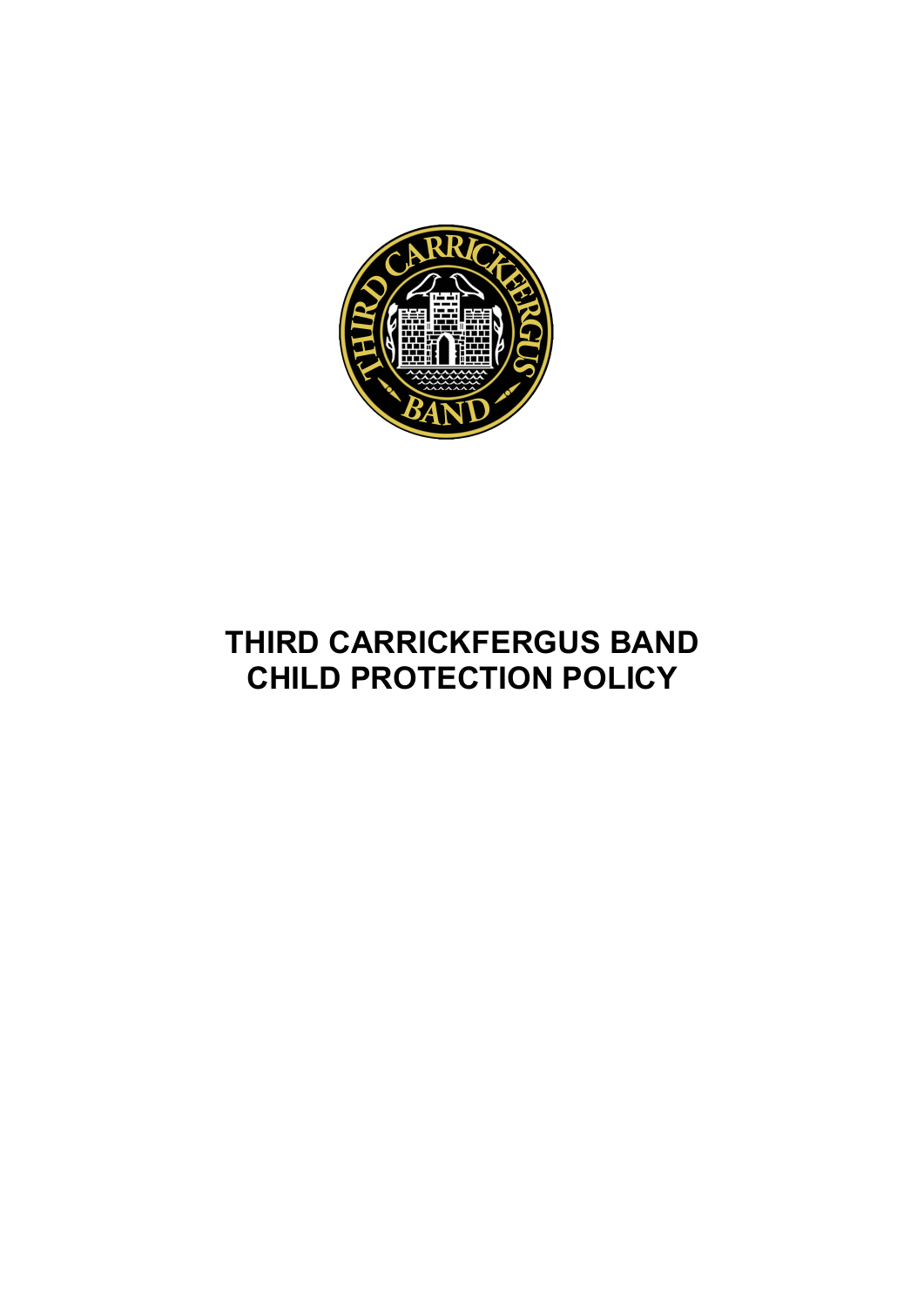# THIRD CARRICKFERGUS BAND
# CHILD PROTECTION POLICY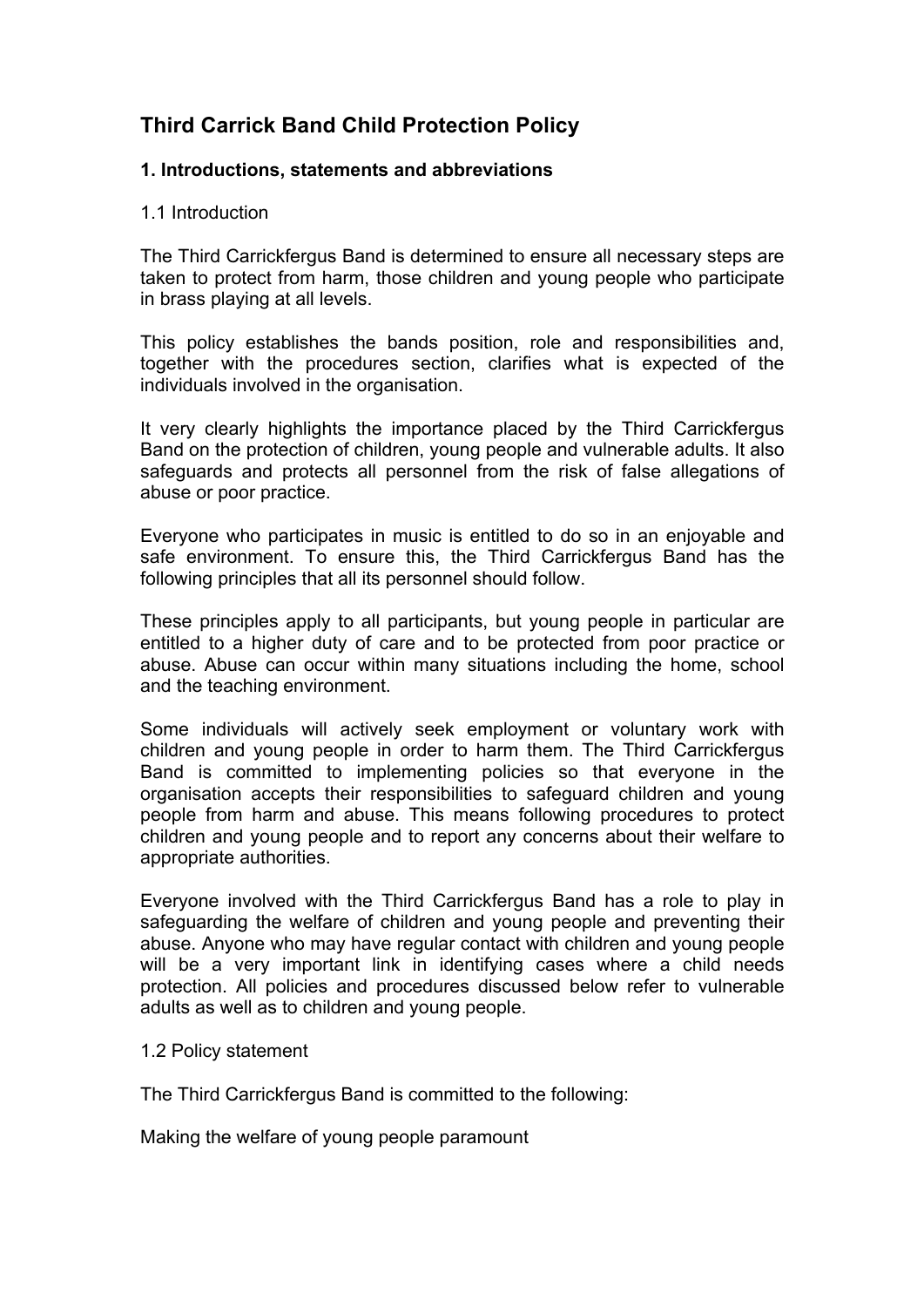# Third Carrick Band Child Protection Policy

## 1. Introductions, statements and abbreviations

### 1.1 Introduction

The Third Carrickfergus Band is determined to ensure all necessary steps are taken to protect from harm, those children and young people who participate in brass playing at all levels.

This policy establishes the bands position, role and responsibilities and, together with the procedures section, clarifies what is expected of the individuals involved in the organisation.

It very clearly highlights the importance placed by the Third Carrickfergus Band on the protection of children, young people and vulnerable adults. It also safeguards and protects all personnel from the risk of false allegations of abuse or poor practice.

Everyone who participates in music is entitled to do so in an enjoyable and safe environment. To ensure this, the Third Carrickfergus Band has the following principles that all its personnel should follow.

These principles apply to all participants, but young people in particular are entitled to a higher duty of care and to be protected from poor practice or abuse. Abuse can occur within many situations including the home, school and the teaching environment.

Some individuals will actively seek employment or voluntary work with children and young people in order to harm them. The Third Carrickfergus Band is committed to implementing policies so that everyone in the organisation accepts their responsibilities to safeguard children and young people from harm and abuse. This means following procedures to protect children and young people and to report any concerns about their welfare to appropriate authorities.

Everyone involved with the Third Carrickfergus Band has a role to play in safeguarding the welfare of children and young people and preventing their abuse. Anyone who may have regular contact with children and young people will be a very important link in identifying cases where a child needs protection. All policies and procedures discussed below refer to vulnerable adults as well as to children and young people.

### 1.2 Policy statement

The Third Carrickfergus Band is committed to the following:

Making the welfare of young people paramount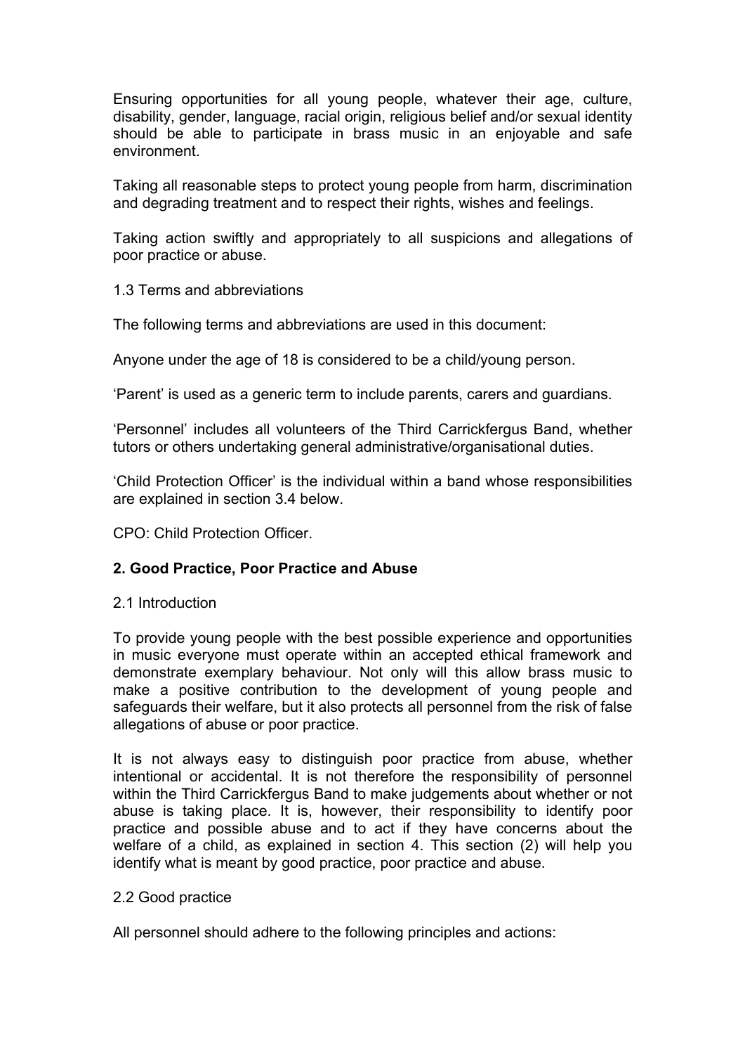Ensuring opportunities for all young people, whatever their age, culture, disability, gender, language, racial origin, religious belief and/or sexual identity should be able to participate in brass music in an enjoyable and safe environment.

Taking all reasonable steps to protect young people from harm, discrimination and degrading treatment and to respect their rights, wishes and feelings.

Taking action swiftly and appropriately to all suspicions and allegations of poor practice or abuse.

1.3 Terms and abbreviations

The following terms and abbreviations are used in this document:

Anyone under the age of 18 is considered to be a child/young person.

'Parent' is used as a generic term to include parents, carers and guardians.

'Personnel' includes all volunteers of the Third Carrickfergus Band, whether tutors or others undertaking general administrative/organisational duties.

'Child Protection Officer' is the individual within a band whose responsibilities are explained in section 3.4 below.

CPO: Child Protection Officer.

**2. Good Practice, Poor Practice and Abuse**

2.1 Introduction

To provide young people with the best possible experience and opportunities in music everyone must operate within an accepted ethical framework and demonstrate exemplary behaviour. Not only will this allow brass music to make a positive contribution to the development of young people and safeguards their welfare, but it also protects all personnel from the risk of false allegations of abuse or poor practice.

It is not always easy to distinguish poor practice from abuse, whether intentional or accidental. It is not therefore the responsibility of personnel within the Third Carrickfergus Band to make judgements about whether or not abuse is taking place. It is, however, their responsibility to identify poor practice and possible abuse and to act if they have concerns about the welfare of a child, as explained in section 4. This section (2) will help you identify what is meant by good practice, poor practice and abuse.

2.2 Good practice

All personnel should adhere to the following principles and actions: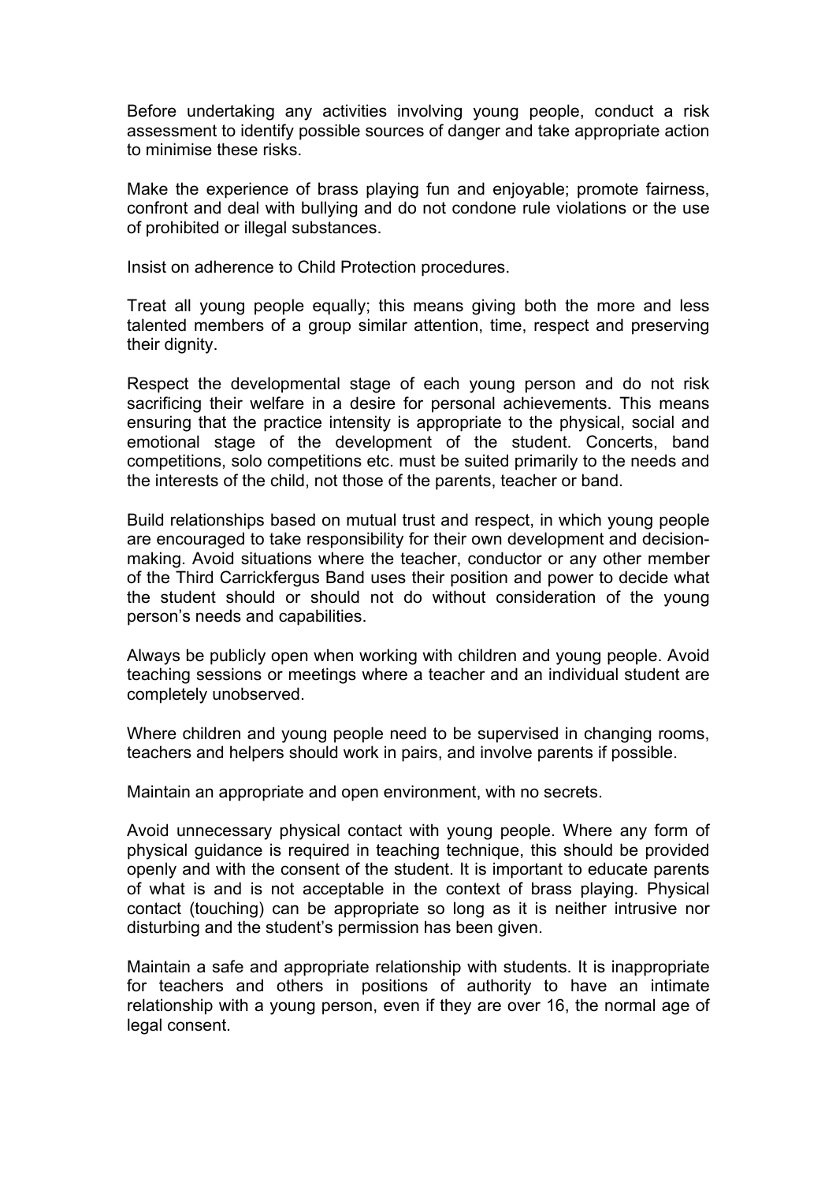Before undertaking any activities involving young people, conduct a risk assessment to identify possible sources of danger and take appropriate action to minimise these risks.

Make the experience of brass playing fun and enjoyable; promote fairness, confront and deal with bullying and do not condone rule violations or the use of prohibited or illegal substances.

Insist on adherence to Child Protection procedures.

Treat all young people equally; this means giving both the more and less talented members of a group similar attention, time, respect and preserving their dignity.

Respect the developmental stage of each young person and do not risk sacrificing their welfare in a desire for personal achievements. This means ensuring that the practice intensity is appropriate to the physical, social and emotional stage of the development of the student. Concerts, band competitions, solo competitions etc. must be suited primarily to the needs and the interests of the child, not those of the parents, teacher or band.

Build relationships based on mutual trust and respect, in which young people are encouraged to take responsibility for their own development and decision-making. Avoid situations where the teacher, conductor or any other member of the Third Carrickfergus Band uses their position and power to decide what the student should or should not do without consideration of the young person's needs and capabilities.

Always be publicly open when working with children and young people. Avoid teaching sessions or meetings where a teacher and an individual student are completely unobserved.

Where children and young people need to be supervised in changing rooms, teachers and helpers should work in pairs, and involve parents if possible.

Maintain an appropriate and open environment, with no secrets.

Avoid unnecessary physical contact with young people. Where any form of physical guidance is required in teaching technique, this should be provided openly and with the consent of the student. It is important to educate parents of what is and is not acceptable in the context of brass playing. Physical contact (touching) can be appropriate so long as it is neither intrusive nor disturbing and the student's permission has been given.

Maintain a safe and appropriate relationship with students. It is inappropriate for teachers and others in positions of authority to have an intimate relationship with a young person, even if they are over 16, the normal age of legal consent.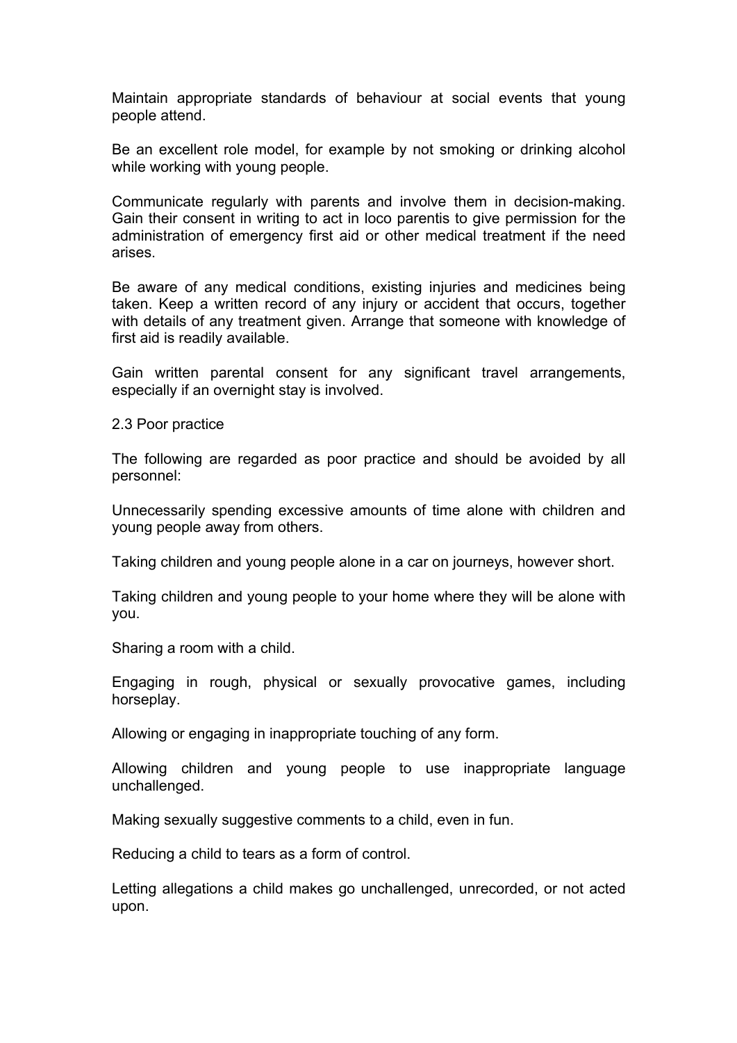Maintain appropriate standards of behaviour at social events that young people attend.

Be an excellent role model, for example by not smoking or drinking alcohol while working with young people.

Communicate regularly with parents and involve them in decision-making. Gain their consent in writing to act in loco parentis to give permission for the administration of emergency first aid or other medical treatment if the need arises.

Be aware of any medical conditions, existing injuries and medicines being taken. Keep a written record of any injury or accident that occurs, together with details of any treatment given. Arrange that someone with knowledge of first aid is readily available.

Gain written parental consent for any significant travel arrangements, especially if an overnight stay is involved.

### 2.3 Poor practice

The following are regarded as poor practice and should be avoided by all personnel:

Unnecessarily spending excessive amounts of time alone with children and young people away from others.

Taking children and young people alone in a car on journeys, however short.

Taking children and young people to your home where they will be alone with you.

Sharing a room with a child.

Engaging in rough, physical or sexually provocative games, including horseplay.

Allowing or engaging in inappropriate touching of any form.

Allowing children and young people to use inappropriate language unchallenged.

Making sexually suggestive comments to a child, even in fun.

Reducing a child to tears as a form of control.

Letting allegations a child makes go unchallenged, unrecorded, or not acted upon.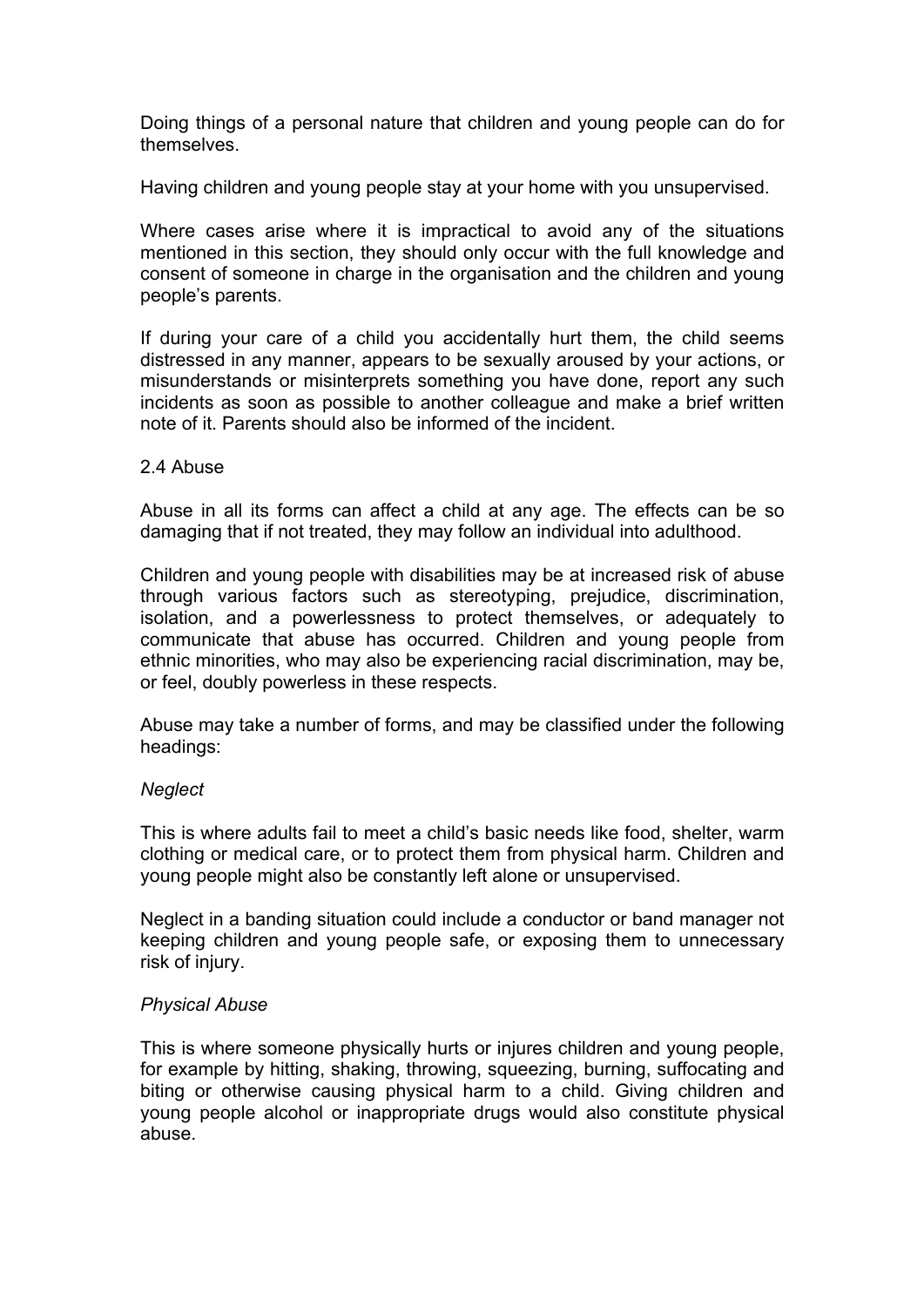Doing things of a personal nature that children and young people can do for themselves.

Having children and young people stay at your home with you unsupervised.

Where cases arise where it is impractical to avoid any of the situations mentioned in this section, they should only occur with the full knowledge and consent of someone in charge in the organisation and the children and young people's parents.

If during your care of a child you accidentally hurt them, the child seems distressed in any manner, appears to be sexually aroused by your actions, or misunderstands or misinterprets something you have done, report any such incidents as soon as possible to another colleague and make a brief written note of it. Parents should also be informed of the incident.

## 2.4 Abuse

Abuse in all its forms can affect a child at any age. The effects can be so damaging that if not treated, they may follow an individual into adulthood.

Children and young people with disabilities may be at increased risk of abuse through various factors such as stereotyping, prejudice, discrimination, isolation, and a powerlessness to protect themselves, or adequately to communicate that abuse has occurred. Children and young people from ethnic minorities, who may also be experiencing racial discrimination, may be, or feel, doubly powerless in these respects.

Abuse may take a number of forms, and may be classified under the following headings:

*Neglect*

This is where adults fail to meet a child's basic needs like food, shelter, warm clothing or medical care, or to protect them from physical harm. Children and young people might also be constantly left alone or unsupervised.

Neglect in a banding situation could include a conductor or band manager not keeping children and young people safe, or exposing them to unnecessary risk of injury.

*Physical Abuse*

This is where someone physically hurts or injures children and young people, for example by hitting, shaking, throwing, squeezing, burning, suffocating and biting or otherwise causing physical harm to a child. Giving children and young people alcohol or inappropriate drugs would also constitute physical abuse.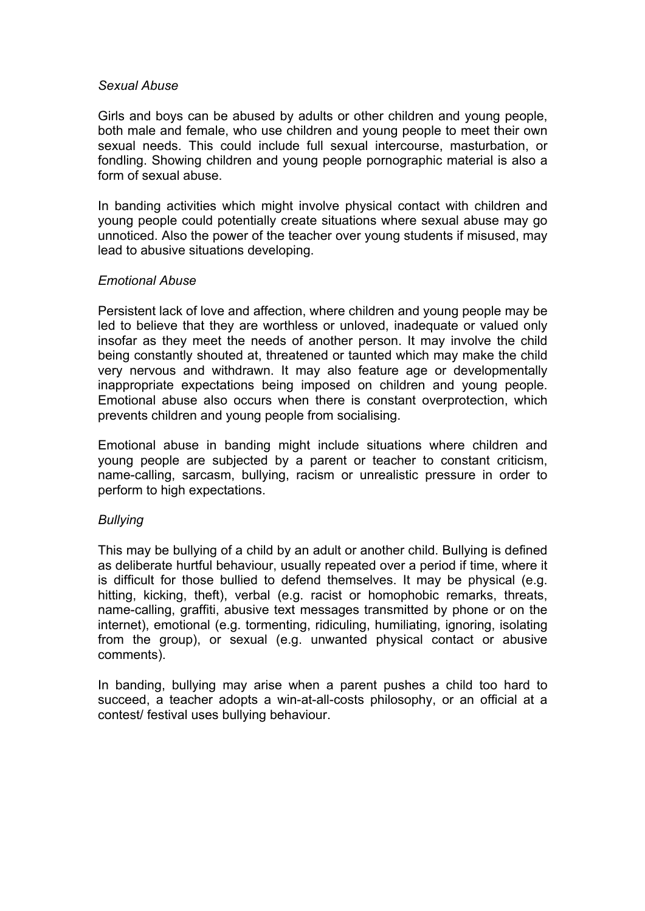*Sexual Abuse*

Girls and boys can be abused by adults or other children and young people, both male and female, who use children and young people to meet their own sexual needs. This could include full sexual intercourse, masturbation, or fondling. Showing children and young people pornographic material is also a form of sexual abuse.

In banding activities which might involve physical contact with children and young people could potentially create situations where sexual abuse may go unnoticed. Also the power of the teacher over young students if misused, may lead to abusive situations developing.

*Emotional Abuse*

Persistent lack of love and affection, where children and young people may be led to believe that they are worthless or unloved, inadequate or valued only insofar as they meet the needs of another person. It may involve the child being constantly shouted at, threatened or taunted which may make the child very nervous and withdrawn. It may also feature age or developmentally inappropriate expectations being imposed on children and young people. Emotional abuse also occurs when there is constant overprotection, which prevents children and young people from socialising.

Emotional abuse in banding might include situations where children and young people are subjected by a parent or teacher to constant criticism, name-calling, sarcasm, bullying, racism or unrealistic pressure in order to perform to high expectations.

*Bullying*

This may be bullying of a child by an adult or another child. Bullying is defined as deliberate hurtful behaviour, usually repeated over a period if time, where it is difficult for those bullied to defend themselves. It may be physical (e.g. hitting, kicking, theft), verbal (e.g. racist or homophobic remarks, threats, name-calling, graffiti, abusive text messages transmitted by phone or on the internet), emotional (e.g. tormenting, ridiculing, humiliating, ignoring, isolating from the group), or sexual (e.g. unwanted physical contact or abusive comments).

In banding, bullying may arise when a parent pushes a child too hard to succeed, a teacher adopts a win-at-all-costs philosophy, or an official at a contest/ festival uses bullying behaviour.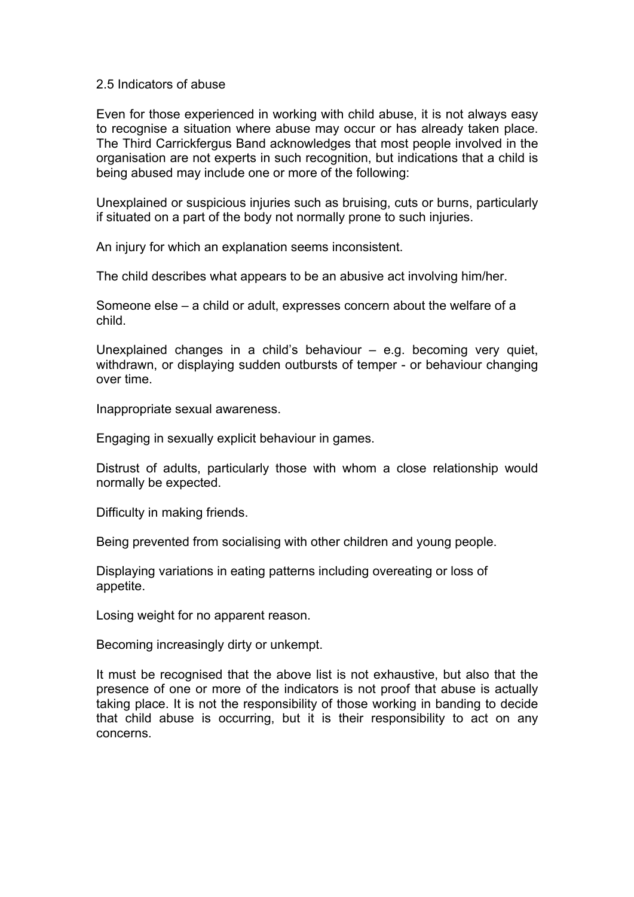## 2.5 Indicators of abuse

Even for those experienced in working with child abuse, it is not always easy to recognise a situation where abuse may occur or has already taken place. The Third Carrickfergus Band acknowledges that most people involved in the organisation are not experts in such recognition, but indications that a child is being abused may include one or more of the following:

Unexplained or suspicious injuries such as bruising, cuts or burns, particularly if situated on a part of the body not normally prone to such injuries.

An injury for which an explanation seems inconsistent.

The child describes what appears to be an abusive act involving him/her.

Someone else – a child or adult, expresses concern about the welfare of a child.

Unexplained changes in a child's behaviour – e.g. becoming very quiet, withdrawn, or displaying sudden outbursts of temper - or behaviour changing over time.

Inappropriate sexual awareness.

Engaging in sexually explicit behaviour in games.

Distrust of adults, particularly those with whom a close relationship would normally be expected.

Difficulty in making friends.

Being prevented from socialising with other children and young people.

Displaying variations in eating patterns including overeating or loss of appetite.

Losing weight for no apparent reason.

Becoming increasingly dirty or unkempt.

It must be recognised that the above list is not exhaustive, but also that the presence of one or more of the indicators is not proof that abuse is actually taking place. It is not the responsibility of those working in banding to decide that child abuse is occurring, but it is their responsibility to act on any concerns.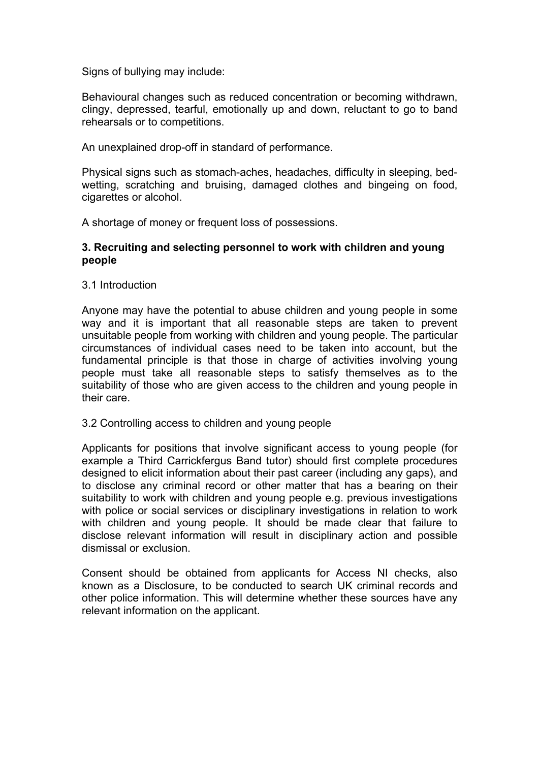Signs of bullying may include:

Behavioural changes such as reduced concentration or becoming withdrawn, clingy, depressed, tearful, emotionally up and down, reluctant to go to band rehearsals or to competitions.

An unexplained drop-off in standard of performance.

Physical signs such as stomach-aches, headaches, difficulty in sleeping, bed-wetting, scratching and bruising, damaged clothes and bingeing on food, cigarettes or alcohol.

A shortage of money or frequent loss of possessions.

**3. Recruiting and selecting personnel to work with children and young people**

3.1 Introduction

Anyone may have the potential to abuse children and young people in some way and it is important that all reasonable steps are taken to prevent unsuitable people from working with children and young people. The particular circumstances of individual cases need to be taken into account, but the fundamental principle is that those in charge of activities involving young people must take all reasonable steps to satisfy themselves as to the suitability of those who are given access to the children and young people in their care.

3.2 Controlling access to children and young people

Applicants for positions that involve significant access to young people (for example a Third Carrickfergus Band tutor) should first complete procedures designed to elicit information about their past career (including any gaps), and to disclose any criminal record or other matter that has a bearing on their suitability to work with children and young people e.g. previous investigations with police or social services or disciplinary investigations in relation to work with children and young people. It should be made clear that failure to disclose relevant information will result in disciplinary action and possible dismissal or exclusion.

Consent should be obtained from applicants for Access NI checks, also known as a Disclosure, to be conducted to search UK criminal records and other police information. This will determine whether these sources have any relevant information on the applicant.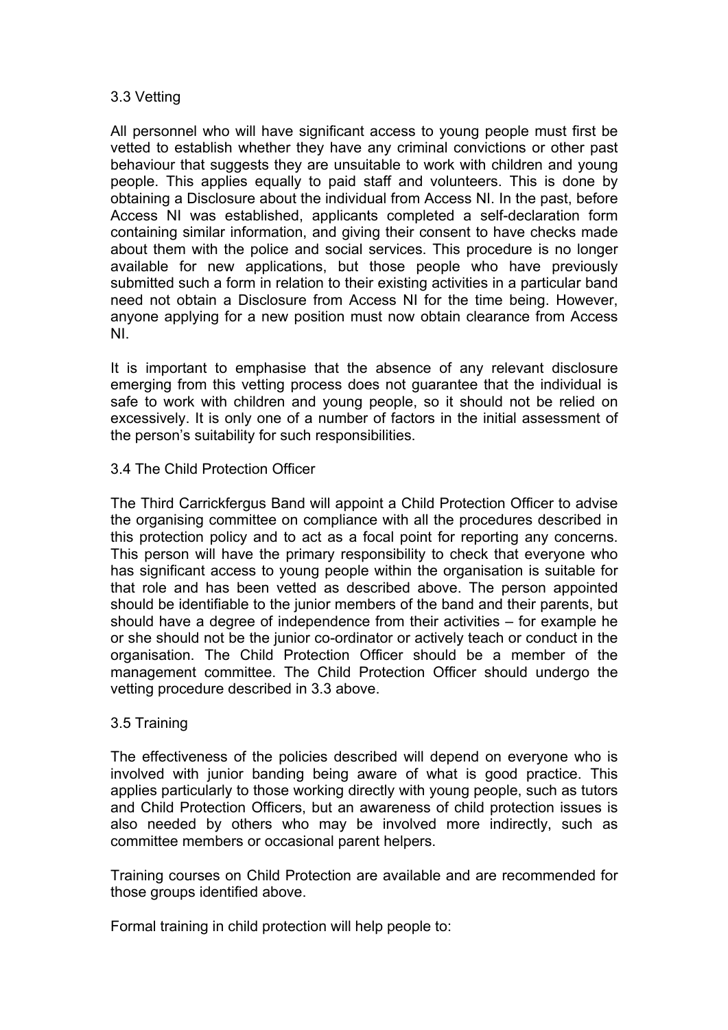### 3.3 Vetting

All personnel who will have significant access to young people must first be vetted to establish whether they have any criminal convictions or other past behaviour that suggests they are unsuitable to work with children and young people. This applies equally to paid staff and volunteers. This is done by obtaining a Disclosure about the individual from Access NI. In the past, before Access NI was established, applicants completed a self-declaration form containing similar information, and giving their consent to have checks made about them with the police and social services. This procedure is no longer available for new applications, but those people who have previously submitted such a form in relation to their existing activities in a particular band need not obtain a Disclosure from Access NI for the time being. However, anyone applying for a new position must now obtain clearance from Access NI.

It is important to emphasise that the absence of any relevant disclosure emerging from this vetting process does not guarantee that the individual is safe to work with children and young people, so it should not be relied on excessively. It is only one of a number of factors in the initial assessment of the person's suitability for such responsibilities.

### 3.4 The Child Protection Officer

The Third Carrickfergus Band will appoint a Child Protection Officer to advise the organising committee on compliance with all the procedures described in this protection policy and to act as a focal point for reporting any concerns. This person will have the primary responsibility to check that everyone who has significant access to young people within the organisation is suitable for that role and has been vetted as described above. The person appointed should be identifiable to the junior members of the band and their parents, but should have a degree of independence from their activities – for example he or she should not be the junior co-ordinator or actively teach or conduct in the organisation. The Child Protection Officer should be a member of the management committee. The Child Protection Officer should undergo the vetting procedure described in 3.3 above.

### 3.5 Training

The effectiveness of the policies described will depend on everyone who is involved with junior banding being aware of what is good practice. This applies particularly to those working directly with young people, such as tutors and Child Protection Officers, but an awareness of child protection issues is also needed by others who may be involved more indirectly, such as committee members or occasional parent helpers.

Training courses on Child Protection are available and are recommended for those groups identified above.

Formal training in child protection will help people to: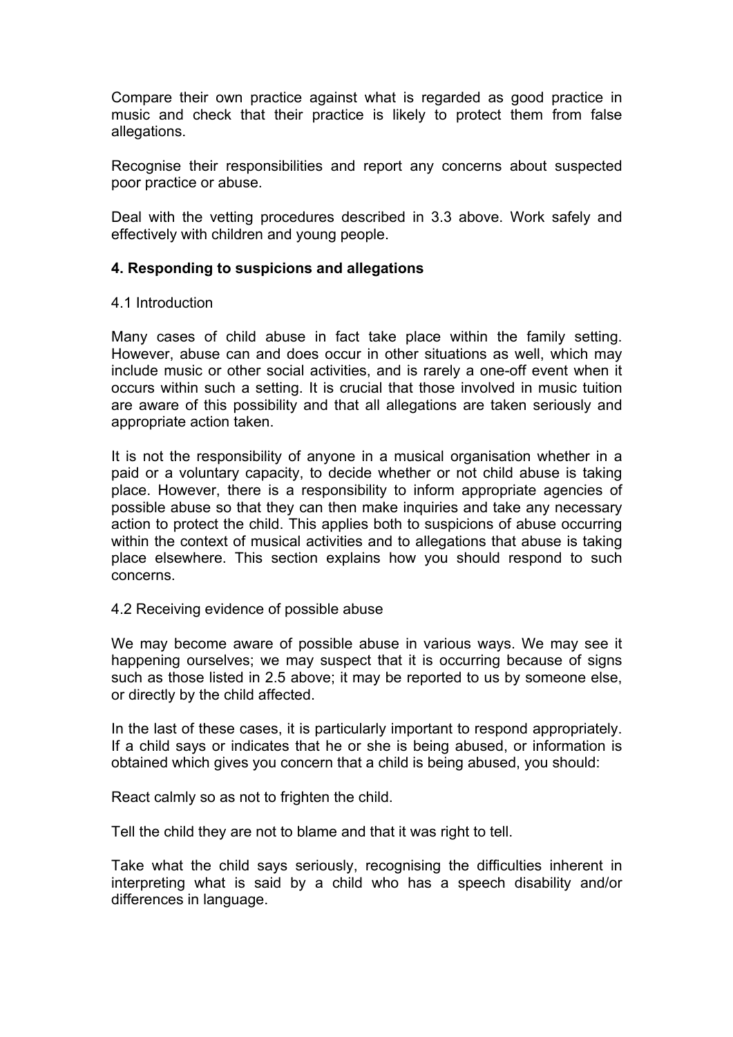Compare their own practice against what is regarded as good practice in music and check that their practice is likely to protect them from false allegations.

Recognise their responsibilities and report any concerns about suspected poor practice or abuse.

Deal with the vetting procedures described in 3.3 above. Work safely and effectively with children and young people.

## 4. Responding to suspicions and allegations

### 4.1 Introduction

Many cases of child abuse in fact take place within the family setting. However, abuse can and does occur in other situations as well, which may include music or other social activities, and is rarely a one-off event when it occurs within such a setting. It is crucial that those involved in music tuition are aware of this possibility and that all allegations are taken seriously and appropriate action taken.

It is not the responsibility of anyone in a musical organisation whether in a paid or a voluntary capacity, to decide whether or not child abuse is taking place. However, there is a responsibility to inform appropriate agencies of possible abuse so that they can then make inquiries and take any necessary action to protect the child. This applies both to suspicions of abuse occurring within the context of musical activities and to allegations that abuse is taking place elsewhere. This section explains how you should respond to such concerns.

### 4.2 Receiving evidence of possible abuse

We may become aware of possible abuse in various ways. We may see it happening ourselves; we may suspect that it is occurring because of signs such as those listed in 2.5 above; it may be reported to us by someone else, or directly by the child affected.

In the last of these cases, it is particularly important to respond appropriately. If a child says or indicates that he or she is being abused, or information is obtained which gives you concern that a child is being abused, you should:

React calmly so as not to frighten the child.

Tell the child they are not to blame and that it was right to tell.

Take what the child says seriously, recognising the difficulties inherent in interpreting what is said by a child who has a speech disability and/or differences in language.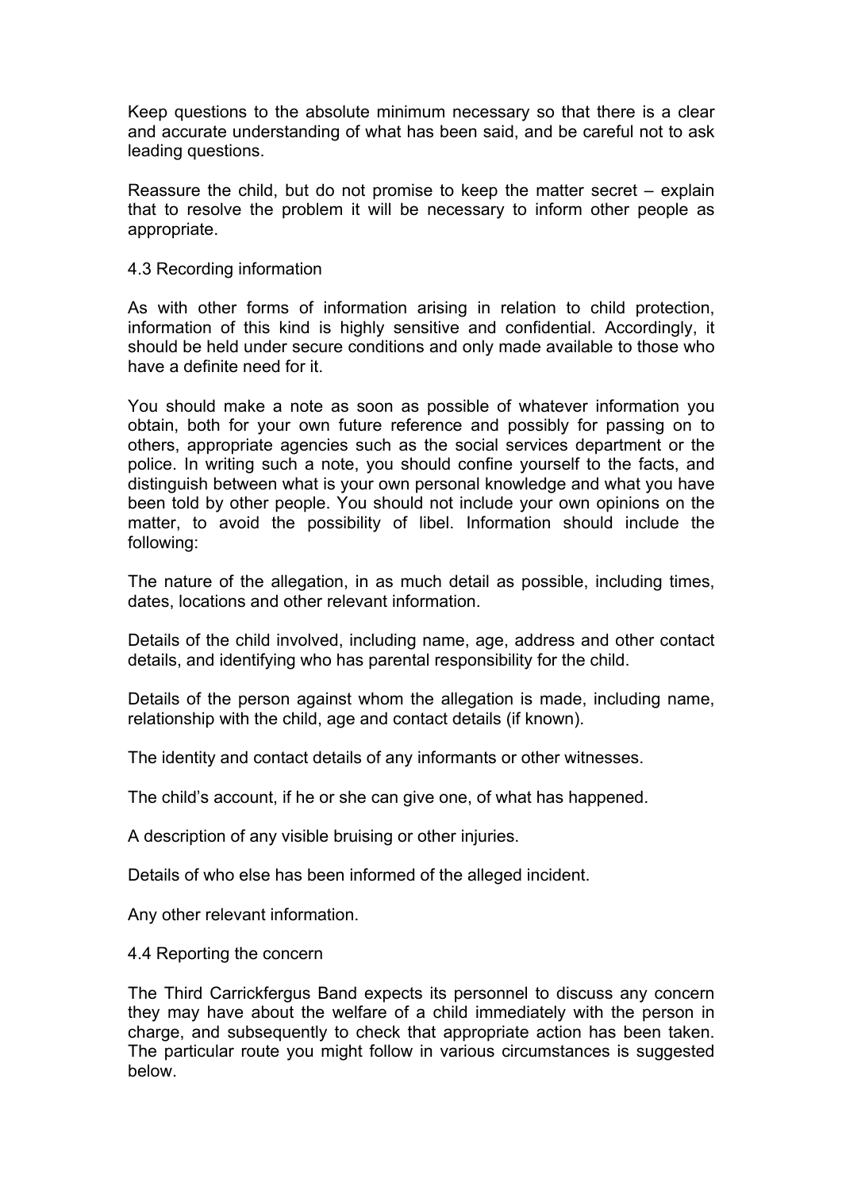Keep questions to the absolute minimum necessary so that there is a clear and accurate understanding of what has been said, and be careful not to ask leading questions.

Reassure the child, but do not promise to keep the matter secret – explain that to resolve the problem it will be necessary to inform other people as appropriate.

### 4.3 Recording information

As with other forms of information arising in relation to child protection, information of this kind is highly sensitive and confidential. Accordingly, it should be held under secure conditions and only made available to those who have a definite need for it.

You should make a note as soon as possible of whatever information you obtain, both for your own future reference and possibly for passing on to others, appropriate agencies such as the social services department or the police. In writing such a note, you should confine yourself to the facts, and distinguish between what is your own personal knowledge and what you have been told by other people. You should not include your own opinions on the matter, to avoid the possibility of libel. Information should include the following:

The nature of the allegation, in as much detail as possible, including times, dates, locations and other relevant information.

Details of the child involved, including name, age, address and other contact details, and identifying who has parental responsibility for the child.

Details of the person against whom the allegation is made, including name, relationship with the child, age and contact details (if known).

The identity and contact details of any informants or other witnesses.

The child's account, if he or she can give one, of what has happened.

A description of any visible bruising or other injuries.

Details of who else has been informed of the alleged incident.

Any other relevant information.

### 4.4 Reporting the concern

The Third Carrickfergus Band expects its personnel to discuss any concern they may have about the welfare of a child immediately with the person in charge, and subsequently to check that appropriate action has been taken. The particular route you might follow in various circumstances is suggested below.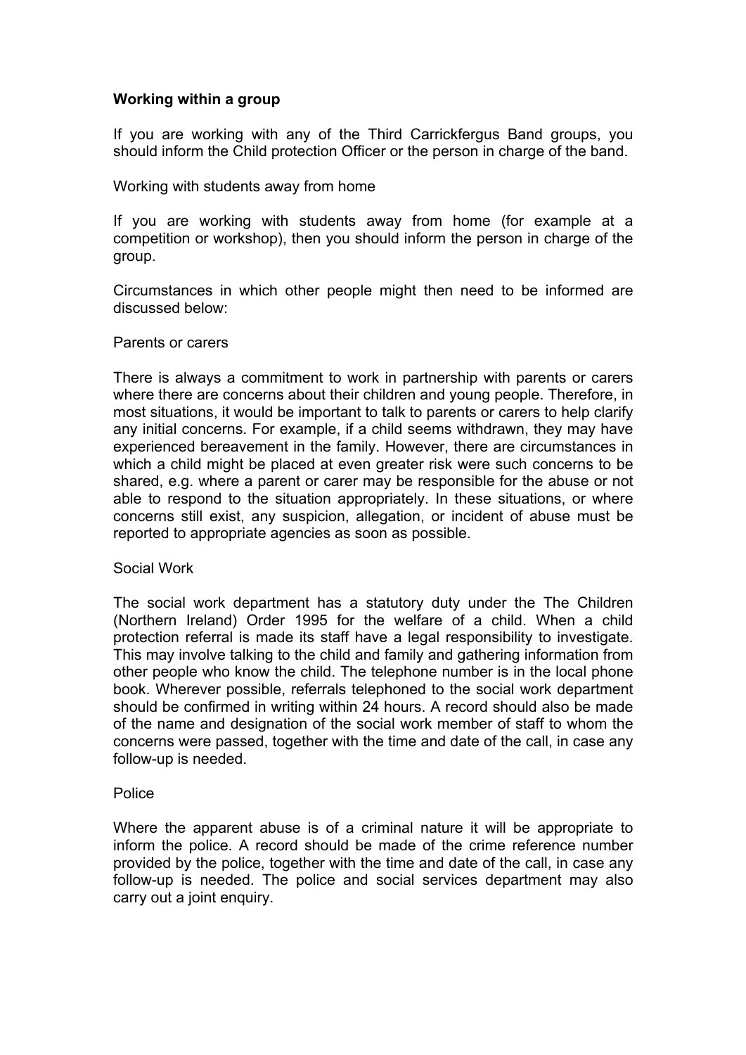**Working within a group**

If you are working with any of the Third Carrickfergus Band groups, you should inform the Child protection Officer or the person in charge of the band.

Working with students away from home

If you are working with students away from home (for example at a competition or workshop), then you should inform the person in charge of the group.

Circumstances in which other people might then need to be informed are discussed below:

Parents or carers

There is always a commitment to work in partnership with parents or carers where there are concerns about their children and young people. Therefore, in most situations, it would be important to talk to parents or carers to help clarify any initial concerns. For example, if a child seems withdrawn, they may have experienced bereavement in the family. However, there are circumstances in which a child might be placed at even greater risk were such concerns to be shared, e.g. where a parent or carer may be responsible for the abuse or not able to respond to the situation appropriately. In these situations, or where concerns still exist, any suspicion, allegation, or incident of abuse must be reported to appropriate agencies as soon as possible.

Social Work

The social work department has a statutory duty under the The Children (Northern Ireland) Order 1995 for the welfare of a child. When a child protection referral is made its staff have a legal responsibility to investigate. This may involve talking to the child and family and gathering information from other people who know the child. The telephone number is in the local phone book. Wherever possible, referrals telephoned to the social work department should be confirmed in writing within 24 hours. A record should also be made of the name and designation of the social work member of staff to whom the concerns were passed, together with the time and date of the call, in case any follow-up is needed.

Police

Where the apparent abuse is of a criminal nature it will be appropriate to inform the police. A record should be made of the crime reference number provided by the police, together with the time and date of the call, in case any follow-up is needed. The police and social services department may also carry out a joint enquiry.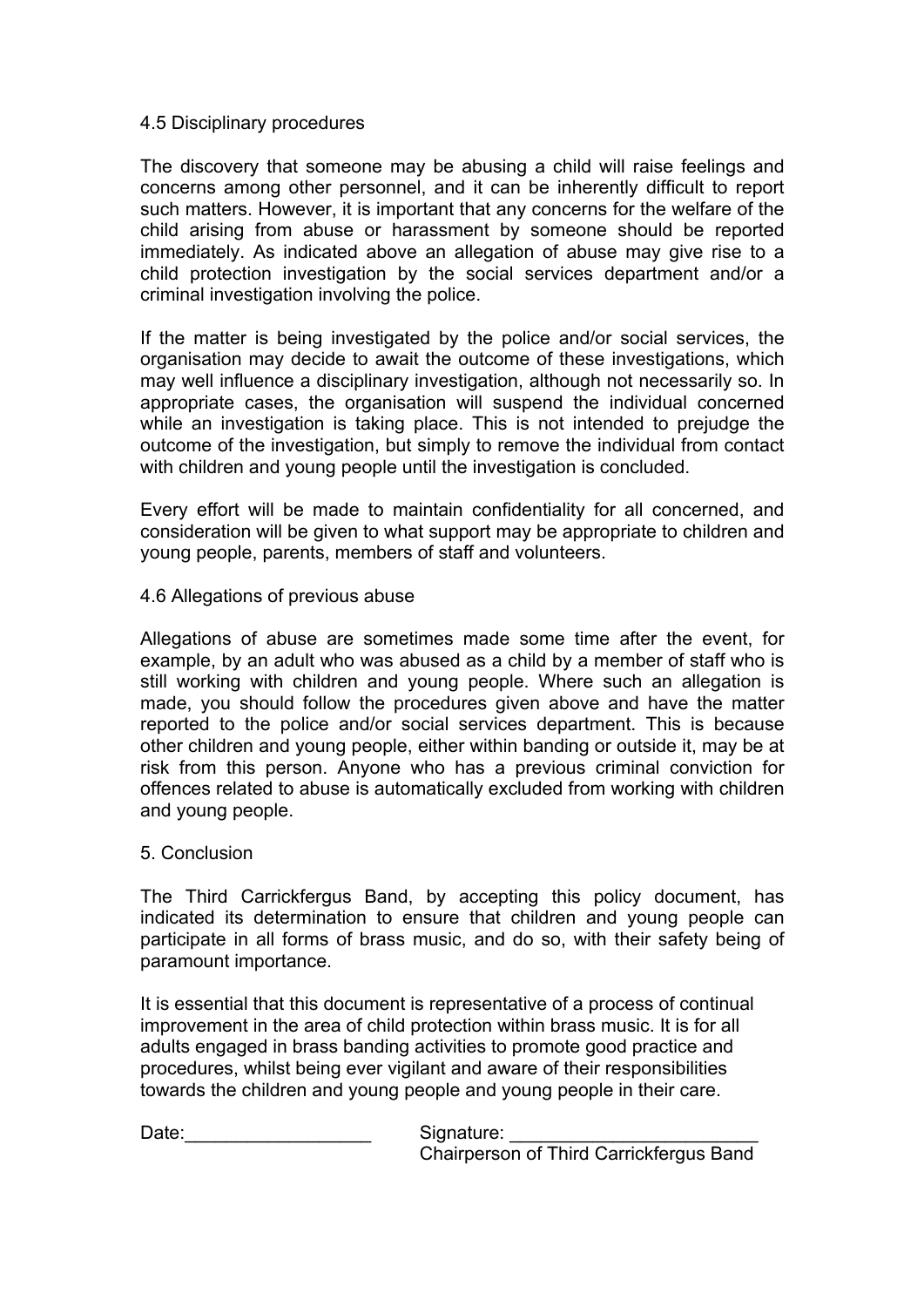### 4.5 Disciplinary procedures

The discovery that someone may be abusing a child will raise feelings and concerns among other personnel, and it can be inherently difficult to report such matters. However, it is important that any concerns for the welfare of the child arising from abuse or harassment by someone should be reported immediately. As indicated above an allegation of abuse may give rise to a child protection investigation by the social services department and/or a criminal investigation involving the police.

If the matter is being investigated by the police and/or social services, the organisation may decide to await the outcome of these investigations, which may well influence a disciplinary investigation, although not necessarily so. In appropriate cases, the organisation will suspend the individual concerned while an investigation is taking place. This is not intended to prejudge the outcome of the investigation, but simply to remove the individual from contact with children and young people until the investigation is concluded.

Every effort will be made to maintain confidentiality for all concerned, and consideration will be given to what support may be appropriate to children and young people, parents, members of staff and volunteers.

### 4.6 Allegations of previous abuse

Allegations of abuse are sometimes made some time after the event, for example, by an adult who was abused as a child by a member of staff who is still working with children and young people. Where such an allegation is made, you should follow the procedures given above and have the matter reported to the police and/or social services department. This is because other children and young people, either within banding or outside it, may be at risk from this person. Anyone who has a previous criminal conviction for offences related to abuse is automatically excluded from working with children and young people.

## 5. Conclusion

The Third Carrickfergus Band, by accepting this policy document, has indicated its determination to ensure that children and young people can participate in all forms of brass music, and do so, with their safety being of paramount importance.

It is essential that this document is representative of a process of continual improvement in the area of child protection within brass music. It is for all adults engaged in brass banding activities to promote good practice and procedures, whilst being ever vigilant and aware of their responsibilities towards the children and young people and young people in their care.

Date:__________________ Signature: ________________________

Chairperson of Third Carrickfergus Band